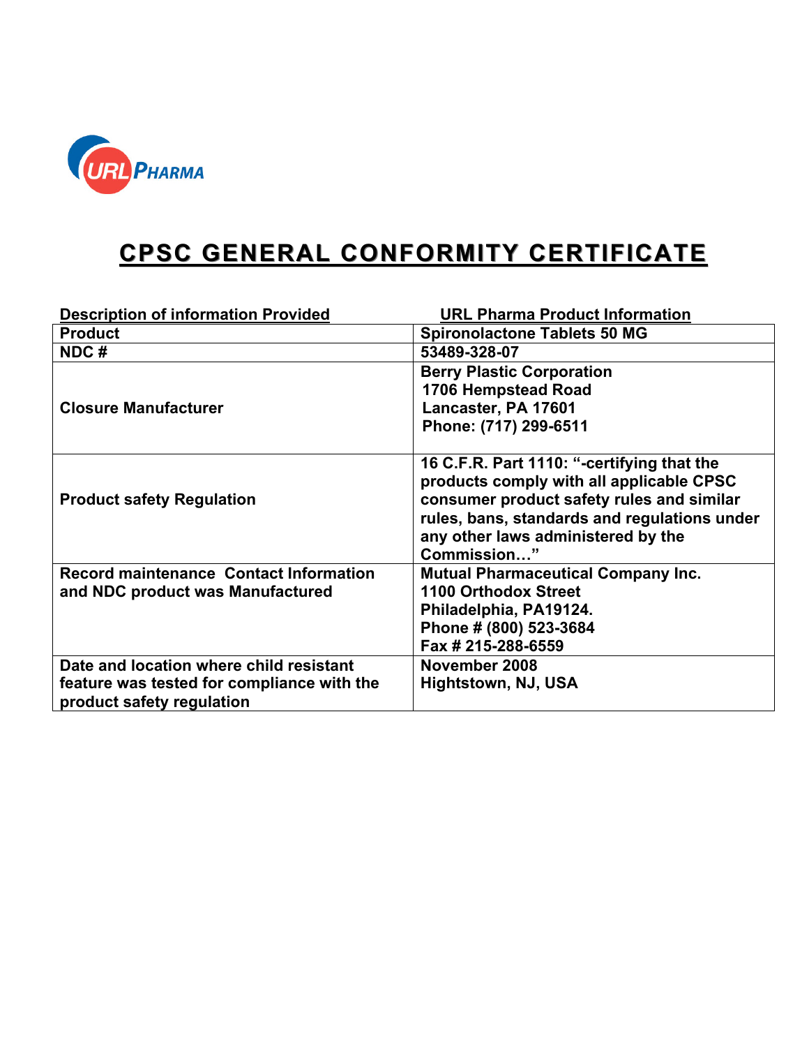URL PHARMA

# CPSC GENERAL CONFORMITY CERTIFICATE

| Description of information Provided | URL Pharma Product Information |
|---|---|
| **Product** | **Spironolactone Tablets 50 MG** |
| **NDC #** | **53489-328-07** |
| **Closure Manufacturer** | **Berry Plastic Corporation**<br>**1706 Hempstead Road**<br>**Lancaster, PA 17601**<br>**Phone: (717) 299-6511** |
| **Product safety Regulation** | **16 C.F.R. Part 1110: "-certifying that the products comply with all applicable CPSC consumer product safety rules and similar rules, bans, standards and regulations under any other laws administered by the Commission…"** |
| **Record maintenance Contact Information and NDC product was Manufactured** | **Mutual Pharmaceutical Company Inc.**<br>**1100 Orthodox Street**<br>**Philadelphia, PA19124.**<br>**Phone # (800) 523-3684**<br>**Fax # 215-288-6559** |
| **Date and location where child resistant feature was tested for compliance with the product safety regulation** | **November 2008**<br>**Hightstown, NJ, USA** |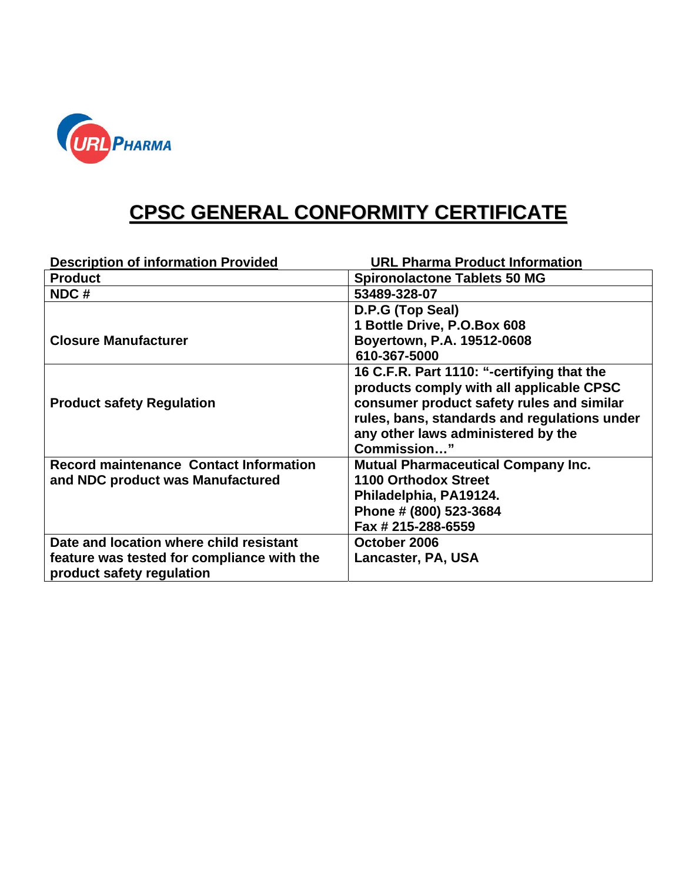URL PHARMA

# CPSC GENERAL CONFORMITY CERTIFICATE

| Description of information Provided | URL Pharma Product Information |
| --- | --- |
| **Product** | **Spironolactone Tablets 50 MG** |
| **NDC #** | **53489-328-07** |
| **Closure Manufacturer** | **D.P.G (Top Seal)**<br>**1 Bottle Drive, P.O.Box 608**<br>**Boyertown, P.A. 19512-0608**<br>**610-367-5000** |
| **Product safety Regulation** | **16 C.F.R. Part 1110: "-certifying that the products comply with all applicable CPSC consumer product safety rules and similar rules, bans, standards and regulations under any other laws administered by the Commission…"** |
| **Record maintenance Contact Information and NDC product was Manufactured** | **Mutual Pharmaceutical Company Inc.**<br>**1100 Orthodox Street**<br>**Philadelphia, PA19124.**<br>**Phone # (800) 523-3684**<br>**Fax # 215-288-6559** |
| **Date and location where child resistant feature was tested for compliance with the product safety regulation** | **October 2006**<br>**Lancaster, PA, USA** |